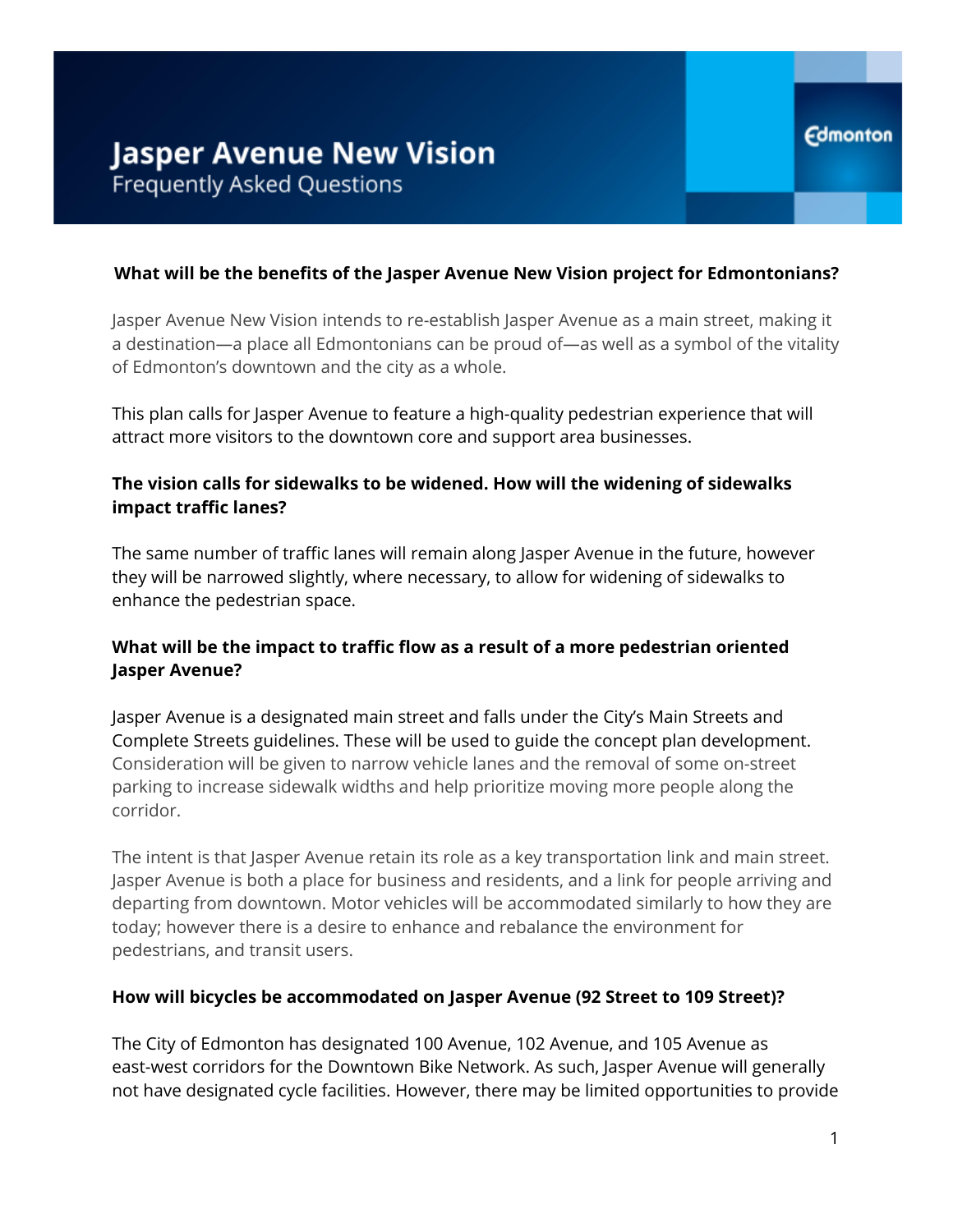# Jasper Avenue New Vision

Frequently Asked Questions

**What will be the benefits of the Jasper Avenue New Vision project for Edmontonians?**

Jasper Avenue New Vision intends to re-establish Jasper Avenue as a main street, making it a destination—a place all Edmontonians can be proud of—as well as a symbol of the vitality of Edmonton's downtown and the city as a whole.

This plan calls for Jasper Avenue to feature a high-quality pedestrian experience that will attract more visitors to the downtown core and support area businesses.

**The vision calls for sidewalks to be widened. How will the widening of sidewalks impact traffic lanes?**

The same number of traffic lanes will remain along Jasper Avenue in the future, however they will be narrowed slightly, where necessary, to allow for widening of sidewalks to enhance the pedestrian space.

**What will be the impact to traffic flow as a result of a more pedestrian oriented Jasper Avenue?**

Jasper Avenue is a designated main street and falls under the City's Main Streets and Complete Streets guidelines. These will be used to guide the concept plan development. Consideration will be given to narrow vehicle lanes and the removal of some on-street parking to increase sidewalk widths and help prioritize moving more people along the corridor.

The intent is that Jasper Avenue retain its role as a key transportation link and main street. Jasper Avenue is both a place for business and residents, and a link for people arriving and departing from downtown. Motor vehicles will be accommodated similarly to how they are today; however there is a desire to enhance and rebalance the environment for pedestrians, and transit users.

**How will bicycles be accommodated on Jasper Avenue (92 Street to 109 Street)?**

The City of Edmonton has designated 100 Avenue, 102 Avenue, and 105 Avenue as east-west corridors for the Downtown Bike Network. As such, Jasper Avenue will generally not have designated cycle facilities. However, there may be limited opportunities to provide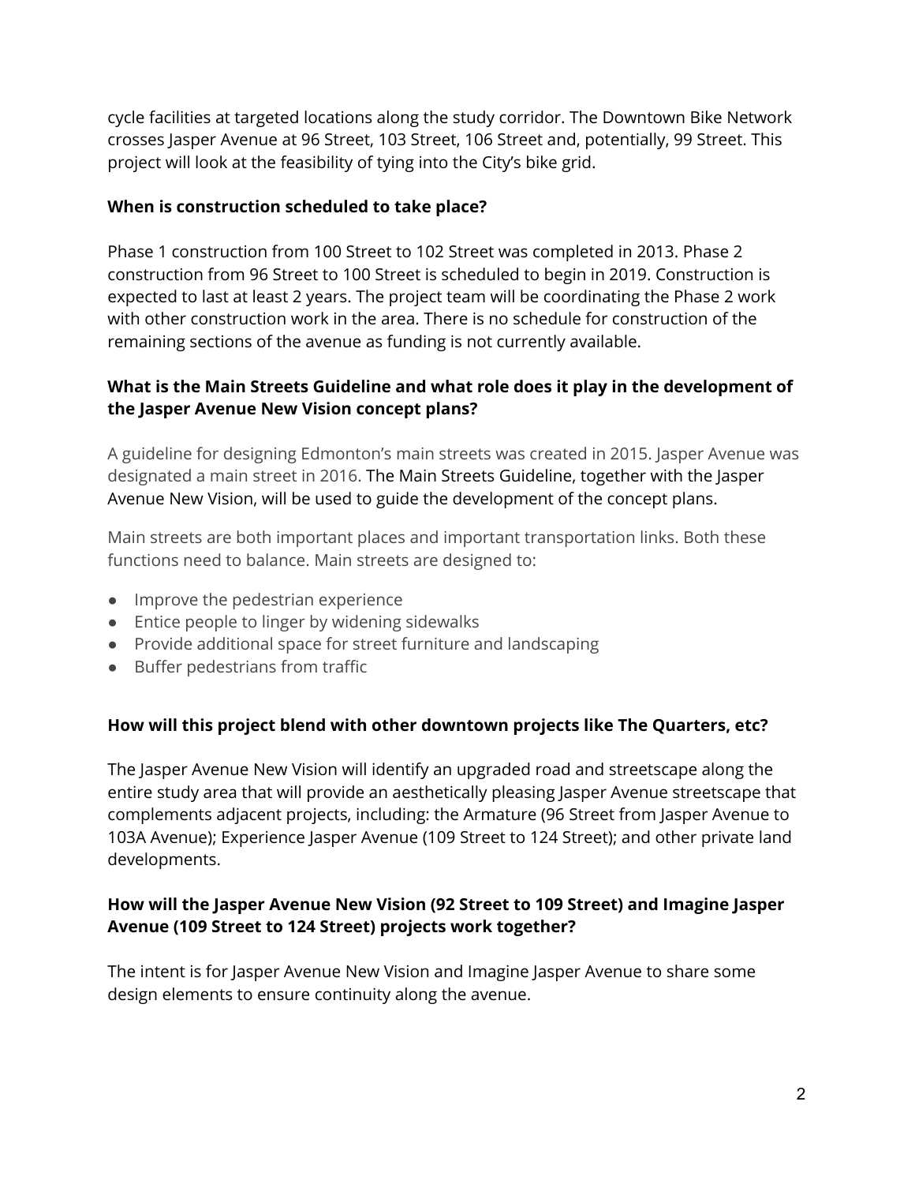cycle facilities at targeted locations along the study corridor. The Downtown Bike Network crosses Jasper Avenue at 96 Street, 103 Street, 106 Street and, potentially, 99 Street. This project will look at the feasibility of tying into the City's bike grid.

**When is construction scheduled to take place?**

Phase 1 construction from 100 Street to 102 Street was completed in 2013. Phase 2 construction from 96 Street to 100 Street is scheduled to begin in 2019. Construction is expected to last at least 2 years. The project team will be coordinating the Phase 2 work with other construction work in the area. There is no schedule for construction of the remaining sections of the avenue as funding is not currently available.

**What is the Main Streets Guideline and what role does it play in the development of the Jasper Avenue New Vision concept plans?**

A guideline for designing Edmonton's main streets was created in 2015. Jasper Avenue was designated a main street in 2016. The Main Streets Guideline, together with the Jasper Avenue New Vision, will be used to guide the development of the concept plans.

Main streets are both important places and important transportation links. Both these functions need to balance. Main streets are designed to:

- Improve the pedestrian experience
- Entice people to linger by widening sidewalks
- Provide additional space for street furniture and landscaping
- Buffer pedestrians from traffic

**How will this project blend with other downtown projects like The Quarters, etc?**

The Jasper Avenue New Vision will identify an upgraded road and streetscape along the entire study area that will provide an aesthetically pleasing Jasper Avenue streetscape that complements adjacent projects, including: the Armature (96 Street from Jasper Avenue to 103A Avenue); Experience Jasper Avenue (109 Street to 124 Street); and other private land developments.

**How will the Jasper Avenue New Vision (92 Street to 109 Street) and Imagine Jasper Avenue (109 Street to 124 Street) projects work together?**

The intent is for Jasper Avenue New Vision and Imagine Jasper Avenue to share some design elements to ensure continuity along the avenue.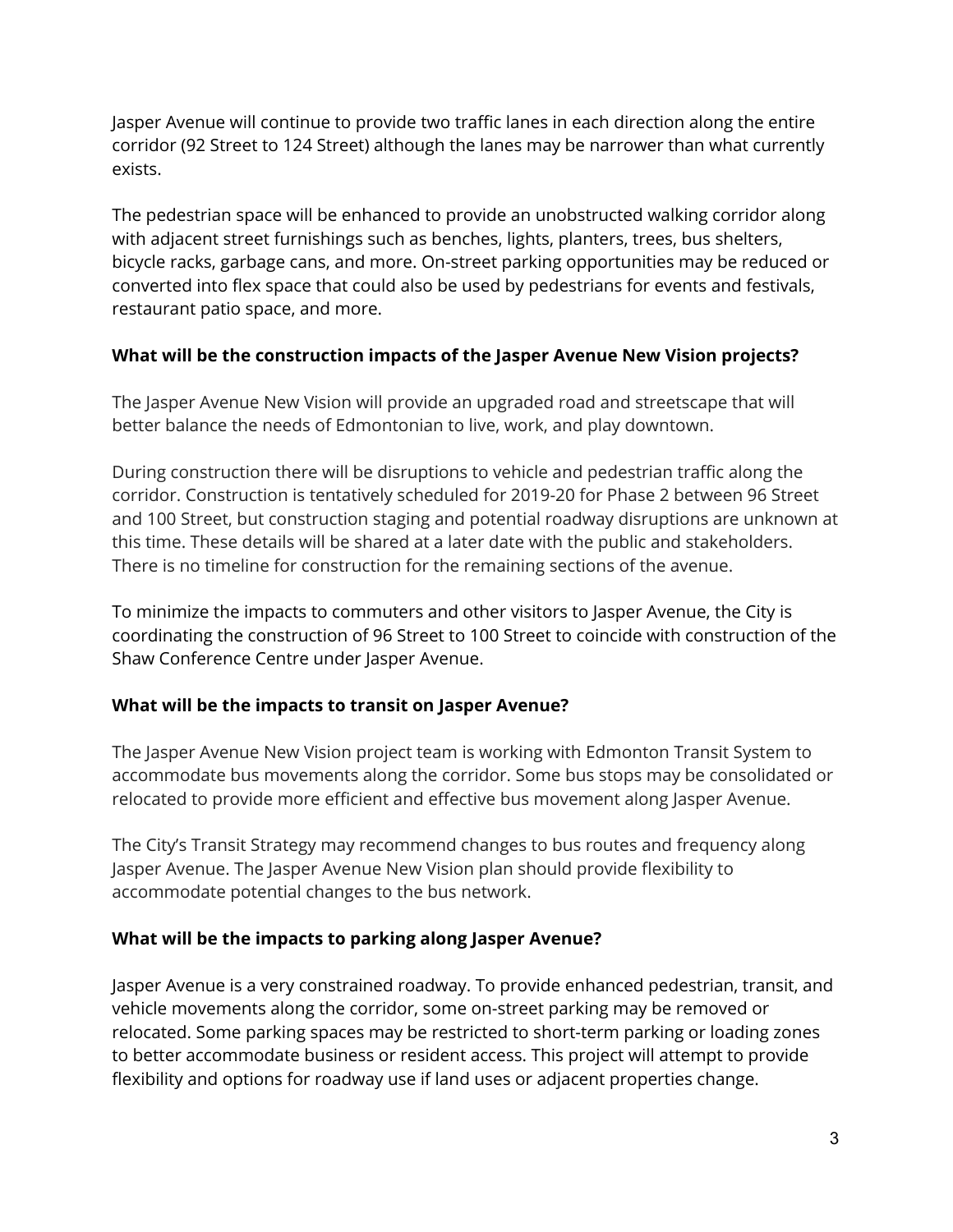Jasper Avenue will continue to provide two traffic lanes in each direction along the entire corridor (92 Street to 124 Street) although the lanes may be narrower than what currently exists.

The pedestrian space will be enhanced to provide an unobstructed walking corridor along with adjacent street furnishings such as benches, lights, planters, trees, bus shelters, bicycle racks, garbage cans, and more. On-street parking opportunities may be reduced or converted into flex space that could also be used by pedestrians for events and festivals, restaurant patio space, and more.

**What will be the construction impacts of the Jasper Avenue New Vision projects?**

The Jasper Avenue New Vision will provide an upgraded road and streetscape that will better balance the needs of Edmontonian to live, work, and play downtown.

During construction there will be disruptions to vehicle and pedestrian traffic along the corridor. Construction is tentatively scheduled for 2019-20 for Phase 2 between 96 Street and 100 Street, but construction staging and potential roadway disruptions are unknown at this time. These details will be shared at a later date with the public and stakeholders. There is no timeline for construction for the remaining sections of the avenue.

To minimize the impacts to commuters and other visitors to Jasper Avenue, the City is coordinating the construction of 96 Street to 100 Street to coincide with construction of the Shaw Conference Centre under Jasper Avenue.

**What will be the impacts to transit on Jasper Avenue?**

The Jasper Avenue New Vision project team is working with Edmonton Transit System to accommodate bus movements along the corridor. Some bus stops may be consolidated or relocated to provide more efficient and effective bus movement along Jasper Avenue.

The City's Transit Strategy may recommend changes to bus routes and frequency along Jasper Avenue. The Jasper Avenue New Vision plan should provide flexibility to accommodate potential changes to the bus network.

**What will be the impacts to parking along Jasper Avenue?**

Jasper Avenue is a very constrained roadway. To provide enhanced pedestrian, transit, and vehicle movements along the corridor, some on-street parking may be removed or relocated. Some parking spaces may be restricted to short-term parking or loading zones to better accommodate business or resident access. This project will attempt to provide flexibility and options for roadway use if land uses or adjacent properties change.